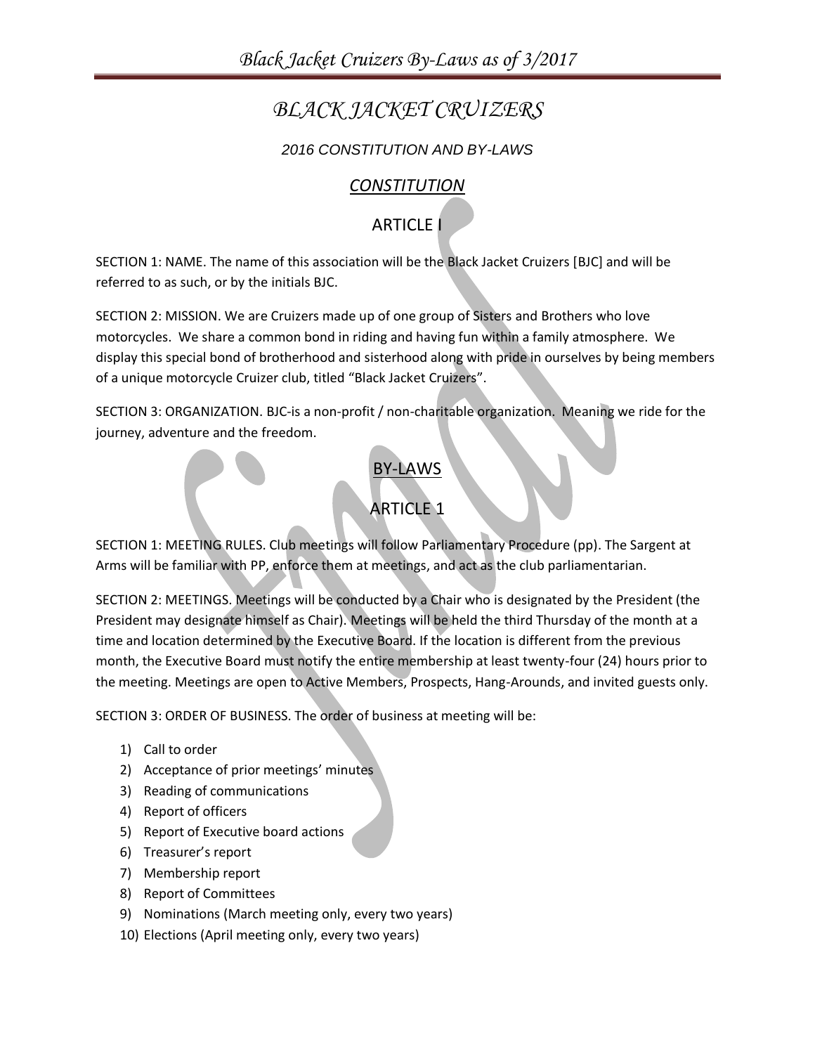# *BLACK JACKET CRUIZERS*

*2016 CONSTITUTION AND BY-LAWS*

## ***CONSTITUTION***

## ARTICLE I

SECTION 1: NAME. The name of this association will be the Black Jacket Cruizers [BJC] and will be referred to as such, or by the initials BJC.

SECTION 2: MISSION. We are Cruizers made up of one group of Sisters and Brothers who love motorcycles. We share a common bond in riding and having fun within a family atmosphere. We display this special bond of brotherhood and sisterhood along with pride in ourselves by being members of a unique motorcycle Cruizer club, titled "Black Jacket Cruizers".

SECTION 3: ORGANIZATION. BJC-is a non-profit / non-charitable organization. Meaning we ride for the journey, adventure and the freedom.

## BY-LAWS

## ARTICLE 1

SECTION 1: MEETING RULES. Club meetings will follow Parliamentary Procedure (pp). The Sargent at Arms will be familiar with PP, enforce them at meetings, and act as the club parliamentarian.

SECTION 2: MEETINGS. Meetings will be conducted by a Chair who is designated by the President (the President may designate himself as Chair). Meetings will be held the third Thursday of the month at a time and location determined by the Executive Board. If the location is different from the previous month, the Executive Board must notify the entire membership at least twenty-four (24) hours prior to the meeting. Meetings are open to Active Members, Prospects, Hang-Arounds, and invited guests only.

SECTION 3: ORDER OF BUSINESS. The order of business at meeting will be:

1) Call to order
2) Acceptance of prior meetings' minutes
3) Reading of communications
4) Report of officers
5) Report of Executive board actions
6) Treasurer's report
7) Membership report
8) Report of Committees
9) Nominations (March meeting only, every two years)
10) Elections (April meeting only, every two years)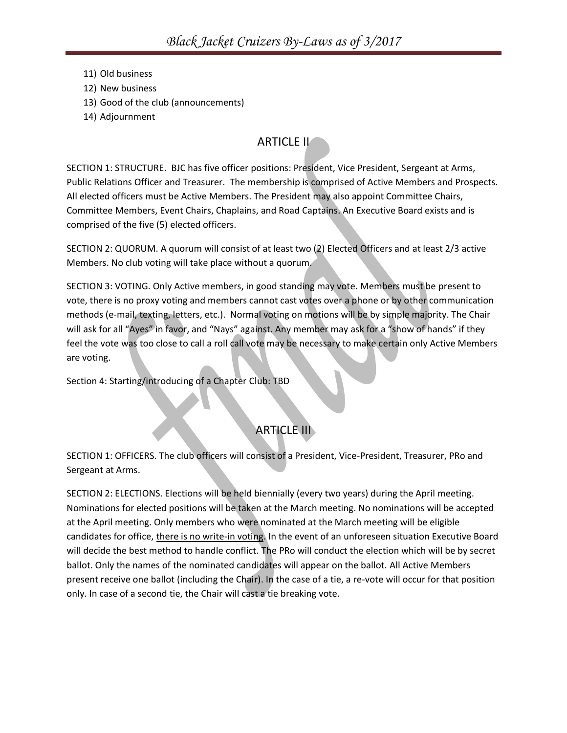11) Old business
12) New business
13) Good of the club (announcements)
14) Adjournment

## ARTICLE II

SECTION 1: STRUCTURE. BJC has five officer positions: President, Vice President, Sergeant at Arms, Public Relations Officer and Treasurer. The membership is comprised of Active Members and Prospects. All elected officers must be Active Members. The President may also appoint Committee Chairs, Committee Members, Event Chairs, Chaplains, and Road Captains. An Executive Board exists and is comprised of the five (5) elected officers.

SECTION 2: QUORUM. A quorum will consist of at least two (2) Elected Officers and at least 2/3 active Members. No club voting will take place without a quorum.

SECTION 3: VOTING. Only Active members, in good standing may vote. Members must be present to vote, there is no proxy voting and members cannot cast votes over a phone or by other communication methods (e-mail, texting, letters, etc.). Normal voting on motions will be by simple majority. The Chair will ask for all "Ayes" in favor, and "Nays" against. Any member may ask for a "show of hands" if they feel the vote was too close to call a roll call vote may be necessary to make certain only Active Members are voting.

Section 4: Starting/introducing of a Chapter Club: TBD

## ARTICLE III

SECTION 1: OFFICERS. The club officers will consist of a President, Vice-President, Treasurer, PRo and Sergeant at Arms.

SECTION 2: ELECTIONS. Elections will be held biennially (every two years) during the April meeting. Nominations for elected positions will be taken at the March meeting. No nominations will be accepted at the April meeting. Only members who were nominated at the March meeting will be eligible candidates for office, <u>there is no write-in voting</u>. In the event of an unforeseen situation Executive Board will decide the best method to handle conflict. The PRo will conduct the election which will be by secret ballot. Only the names of the nominated candidates will appear on the ballot. All Active Members present receive one ballot (including the Chair). In the case of a tie, a re-vote will occur for that position only. In case of a second tie, the Chair will cast a tie breaking vote.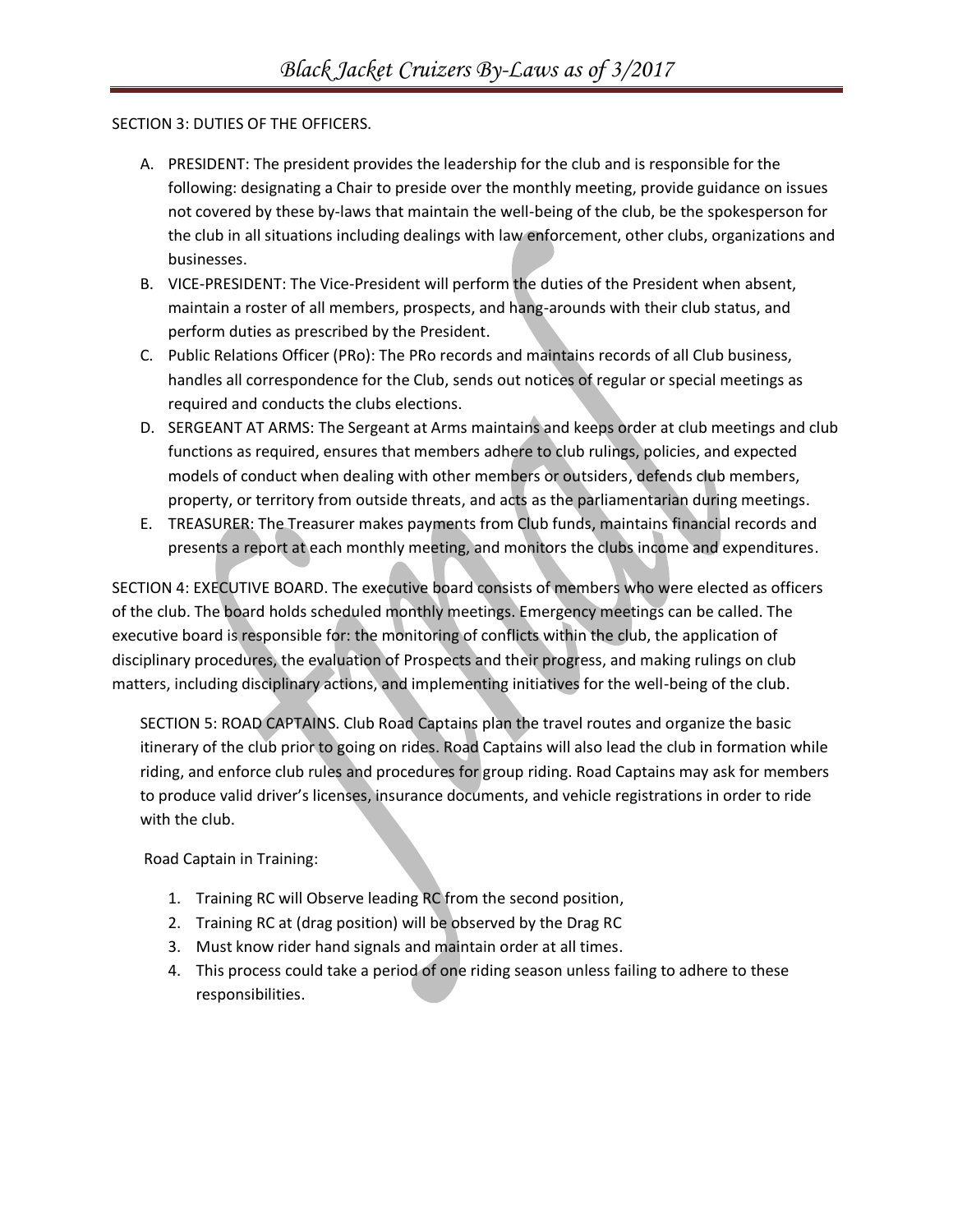SECTION 3: DUTIES OF THE OFFICERS.

A. PRESIDENT: The president provides the leadership for the club and is responsible for the following: designating a Chair to preside over the monthly meeting, provide guidance on issues not covered by these by-laws that maintain the well-being of the club, be the spokesperson for the club in all situations including dealings with law enforcement, other clubs, organizations and businesses.
B. VICE-PRESIDENT: The Vice-President will perform the duties of the President when absent, maintain a roster of all members, prospects, and hang-arounds with their club status, and perform duties as prescribed by the President.
C. Public Relations Officer (PRo): The PRo records and maintains records of all Club business, handles all correspondence for the Club, sends out notices of regular or special meetings as required and conducts the clubs elections.
D. SERGEANT AT ARMS: The Sergeant at Arms maintains and keeps order at club meetings and club functions as required, ensures that members adhere to club rulings, policies, and expected models of conduct when dealing with other members or outsiders, defends club members, property, or territory from outside threats, and acts as the parliamentarian during meetings.
E. TREASURER: The Treasurer makes payments from Club funds, maintains financial records and presents a report at each monthly meeting, and monitors the clubs income and expenditures.

SECTION 4: EXECUTIVE BOARD. The executive board consists of members who were elected as officers of the club. The board holds scheduled monthly meetings. Emergency meetings can be called. The executive board is responsible for: the monitoring of conflicts within the club, the application of disciplinary procedures, the evaluation of Prospects and their progress, and making rulings on club matters, including disciplinary actions, and implementing initiatives for the well-being of the club.

SECTION 5: ROAD CAPTAINS. Club Road Captains plan the travel routes and organize the basic itinerary of the club prior to going on rides. Road Captains will also lead the club in formation while riding, and enforce club rules and procedures for group riding. Road Captains may ask for members to produce valid driver's licenses, insurance documents, and vehicle registrations in order to ride with the club.

Road Captain in Training:

1. Training RC will Observe leading RC from the second position,
2. Training RC at (drag position) will be observed by the Drag RC
3. Must know rider hand signals and maintain order at all times.
4. This process could take a period of one riding season unless failing to adhere to these responsibilities.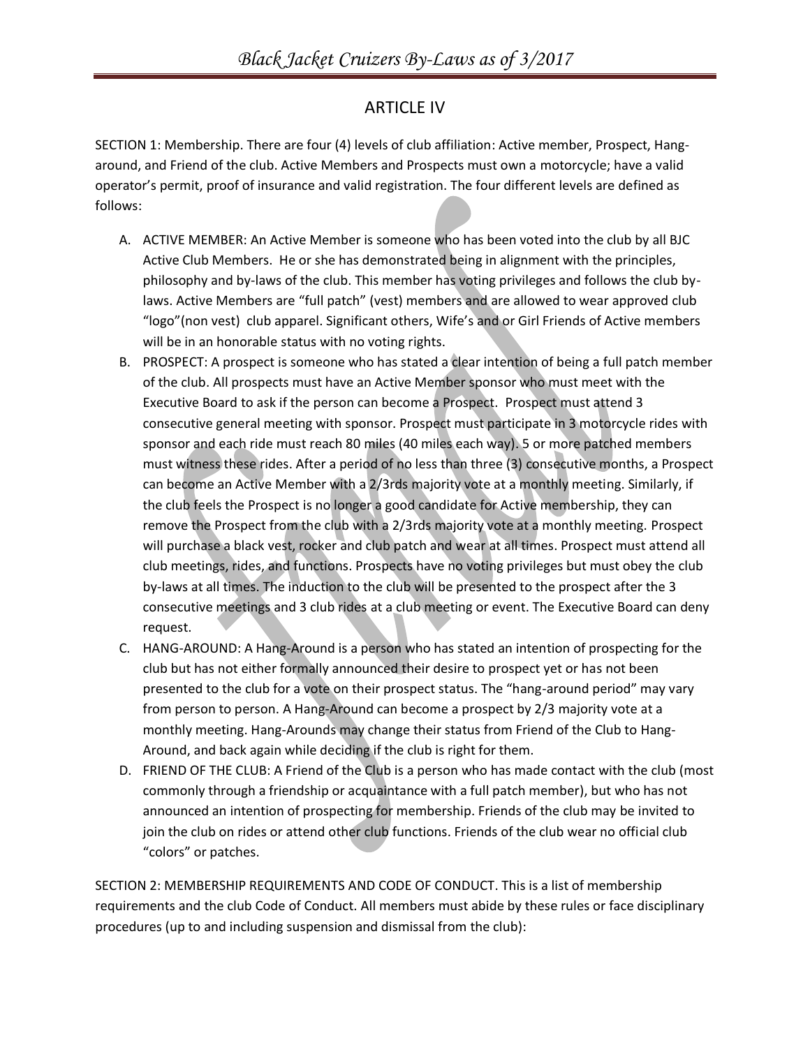# ARTICLE IV

SECTION 1: Membership. There are four (4) levels of club affiliation: Active member, Prospect, Hang-around, and Friend of the club. Active Members and Prospects must own a motorcycle; have a valid operator's permit, proof of insurance and valid registration. The four different levels are defined as follows:

A. ACTIVE MEMBER: An Active Member is someone who has been voted into the club by all BJC Active Club Members. He or she has demonstrated being in alignment with the principles, philosophy and by-laws of the club. This member has voting privileges and follows the club by-laws. Active Members are "full patch" (vest) members and are allowed to wear approved club "logo"(non vest) club apparel. Significant others, Wife's and or Girl Friends of Active members will be in an honorable status with no voting rights.

B. PROSPECT: A prospect is someone who has stated a clear intention of being a full patch member of the club. All prospects must have an Active Member sponsor who must meet with the Executive Board to ask if the person can become a Prospect. Prospect must attend 3 consecutive general meeting with sponsor. Prospect must participate in 3 motorcycle rides with sponsor and each ride must reach 80 miles (40 miles each way). 5 or more patched members must witness these rides. After a period of no less than three (3) consecutive months, a Prospect can become an Active Member with a 2/3rds majority vote at a monthly meeting. Similarly, if the club feels the Prospect is no longer a good candidate for Active membership, they can remove the Prospect from the club with a 2/3rds majority vote at a monthly meeting. Prospect will purchase a black vest, rocker and club patch and wear at all times. Prospect must attend all club meetings, rides, and functions. Prospects have no voting privileges but must obey the club by-laws at all times. The induction to the club will be presented to the prospect after the 3 consecutive meetings and 3 club rides at a club meeting or event. The Executive Board can deny request.

C. HANG-AROUND: A Hang-Around is a person who has stated an intention of prospecting for the club but has not either formally announced their desire to prospect yet or has not been presented to the club for a vote on their prospect status. The "hang-around period" may vary from person to person. A Hang-Around can become a prospect by 2/3 majority vote at a monthly meeting. Hang-Arounds may change their status from Friend of the Club to Hang-Around, and back again while deciding if the club is right for them.

D. FRIEND OF THE CLUB: A Friend of the Club is a person who has made contact with the club (most commonly through a friendship or acquaintance with a full patch member), but who has not announced an intention of prospecting for membership. Friends of the club may be invited to join the club on rides or attend other club functions. Friends of the club wear no official club "colors" or patches.

SECTION 2: MEMBERSHIP REQUIREMENTS AND CODE OF CONDUCT. This is a list of membership requirements and the club Code of Conduct. All members must abide by these rules or face disciplinary procedures (up to and including suspension and dismissal from the club):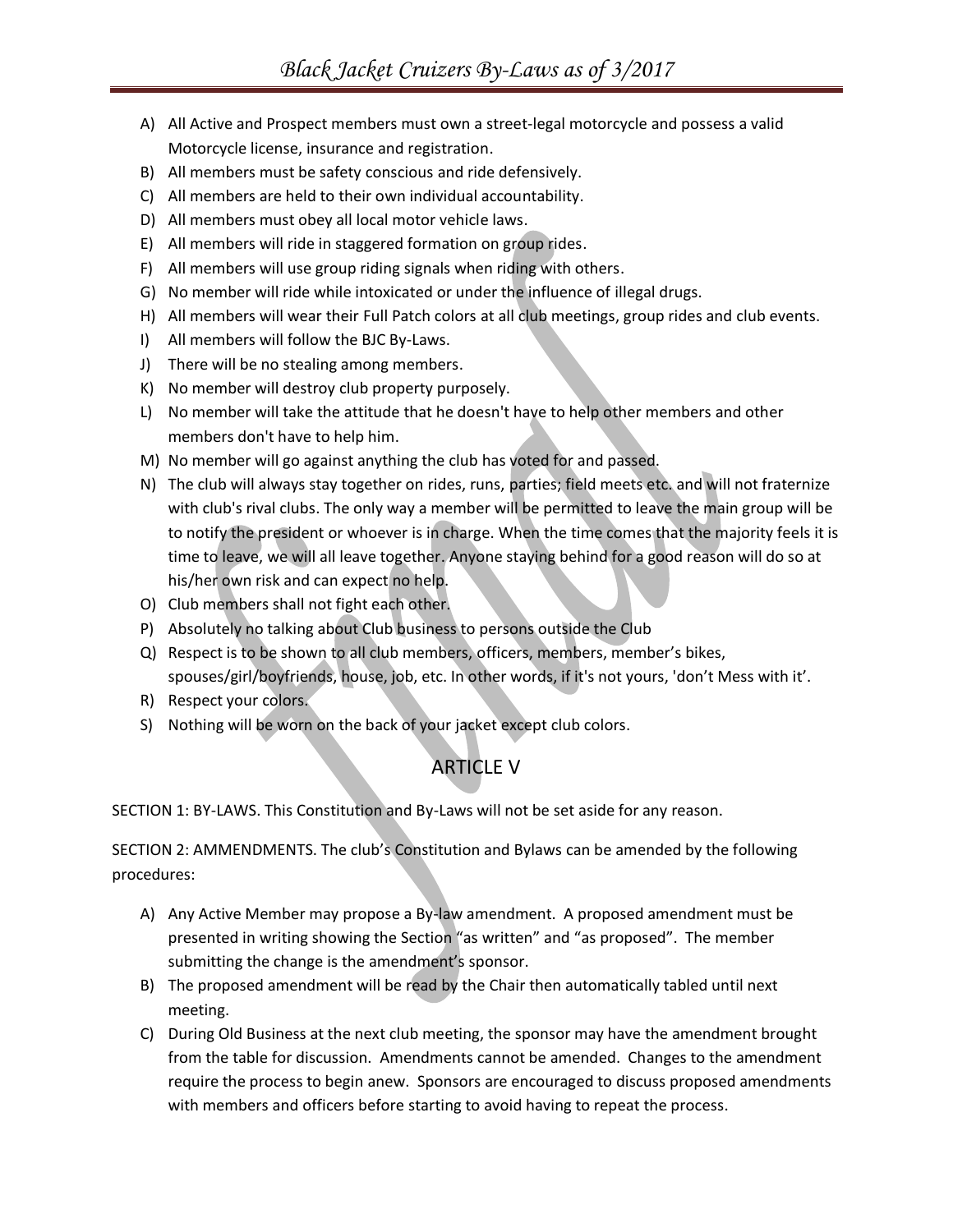A) All Active and Prospect members must own a street-legal motorcycle and possess a valid Motorcycle license, insurance and registration.
B) All members must be safety conscious and ride defensively.
C) All members are held to their own individual accountability.
D) All members must obey all local motor vehicle laws.
E) All members will ride in staggered formation on group rides.
F) All members will use group riding signals when riding with others.
G) No member will ride while intoxicated or under the influence of illegal drugs.
H) All members will wear their Full Patch colors at all club meetings, group rides and club events.
I) All members will follow the BJC By-Laws.
J) There will be no stealing among members.
K) No member will destroy club property purposely.
L) No member will take the attitude that he doesn't have to help other members and other members don't have to help him.
M) No member will go against anything the club has voted for and passed.
N) The club will always stay together on rides, runs, parties; field meets etc. and will not fraternize with club's rival clubs. The only way a member will be permitted to leave the main group will be to notify the president or whoever is in charge. When the time comes that the majority feels it is time to leave, we will all leave together. Anyone staying behind for a good reason will do so at his/her own risk and can expect no help.
O) Club members shall not fight each other.
P) Absolutely no talking about Club business to persons outside the Club
Q) Respect is to be shown to all club members, officers, members, member's bikes, spouses/girl/boyfriends, house, job, etc. In other words, if it's not yours, 'don't Mess with it'.
R) Respect your colors.
S) Nothing will be worn on the back of your jacket except club colors.

## ARTICLE V

SECTION 1: BY-LAWS. This Constitution and By-Laws will not be set aside for any reason.

SECTION 2: AMMENDMENTS. The club's Constitution and Bylaws can be amended by the following procedures:

A) Any Active Member may propose a By-law amendment. A proposed amendment must be presented in writing showing the Section "as written" and "as proposed". The member submitting the change is the amendment's sponsor.
B) The proposed amendment will be read by the Chair then automatically tabled until next meeting.
C) During Old Business at the next club meeting, the sponsor may have the amendment brought from the table for discussion. Amendments cannot be amended. Changes to the amendment require the process to begin anew. Sponsors are encouraged to discuss proposed amendments with members and officers before starting to avoid having to repeat the process.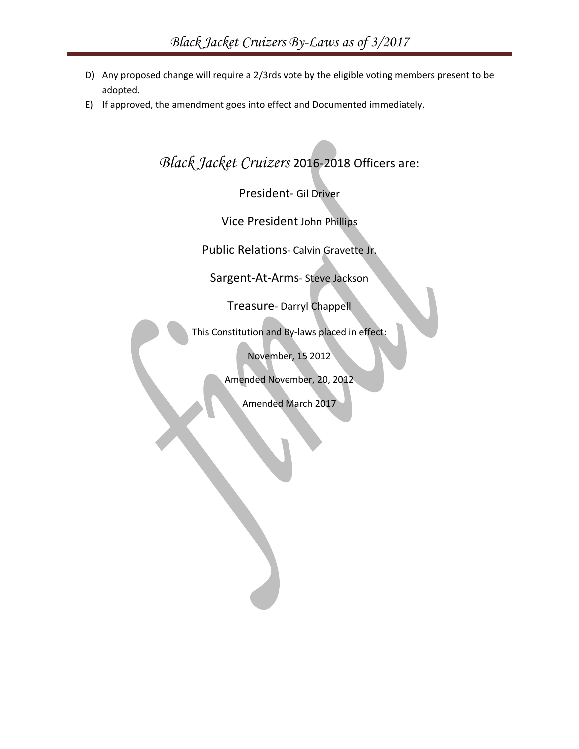D) Any proposed change will require a 2/3rds vote by the eligible voting members present to be adopted.

E) If approved, the amendment goes into effect and Documented immediately.

## *Black Jacket Cruizers* 2016-2018 Officers are:

President- Gil Driver

Vice President John Phillips

Public Relations- Calvin Gravette Jr.

Sargent-At-Arms- Steve Jackson

Treasure- Darryl Chappell

This Constitution and By-laws placed in effect:

November, 15 2012

Amended November, 20, 2012

Amended March 2017